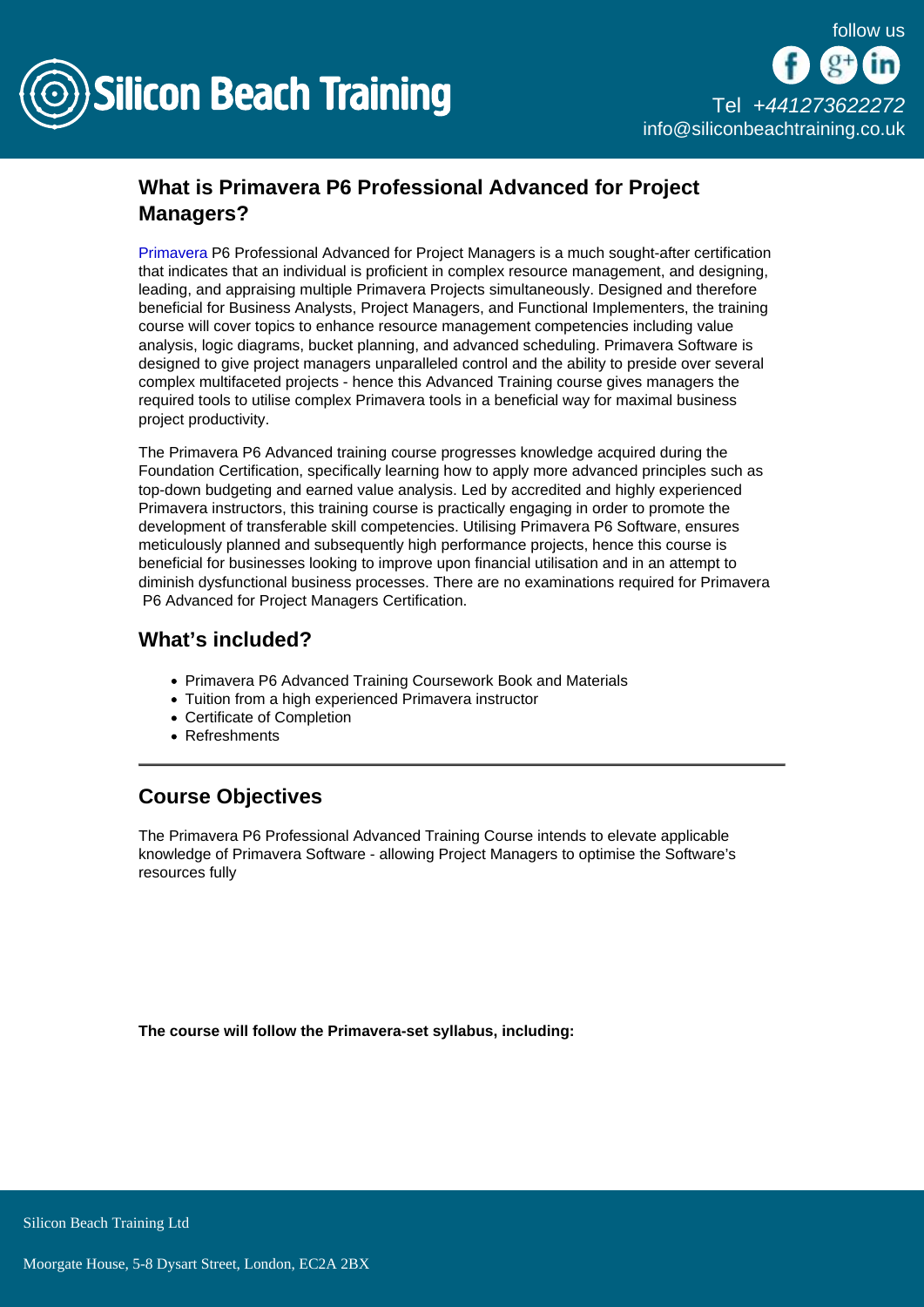## What is Primavera P6 Professional Advanced for Project Managers?

Primavera P6 Professional Advanced for Project Managers is a much sought-after certification that indicates that an individual is proficient in complex resource management, and designing, leading, and appraising multiple Primavera Projects simultaneously. Designed and therefore beneficial for Business Analysts, Project Managers, and Functional Implementers, the training course will cover topics to enhance resource management competencies including value analysis, logic diagrams, bucket planning, and advanced scheduling. Primavera Software is designed to give project managers unparalleled control and the ability to preside over several complex multifaceted projects - hence this Advanced Training course gives managers the required tools to utilise complex Primavera tools in a beneficial way for maximal business project productivity.

The Primavera P6 Advanced training course progresses knowledge acquired during the Foundation Certification, specifically learning how to apply more advanced principles such as top-down budgeting and earned value analysis. Led by accredited and highly experienced Primavera instructors, this training course is practically engaging in order to promote the development of transferable skill competencies. Utilising Primavera P6 Software, ensures meticulously planned and subsequently high performance projects, hence this course is beneficial for businesses looking to improve upon financial utilisation and in an attempt to diminish dysfunctional business processes. There are no examinations required for Primavera P6 Advanced for Project Managers Certification.

## What's included?

- Primavera P6 Advanced Training Coursework Book and Materials
- Tuition from a high experienced Primavera instructor
- Certificate of Completion
- Refreshments

---

## Course Objectives

The Primavera P6 Professional Advanced Training Course intends to elevate applicable knowledge of Primavera Software - allowing Project Managers to optimise the Software's resources fully

**The course will follow the Primavera-set syllabus, including:**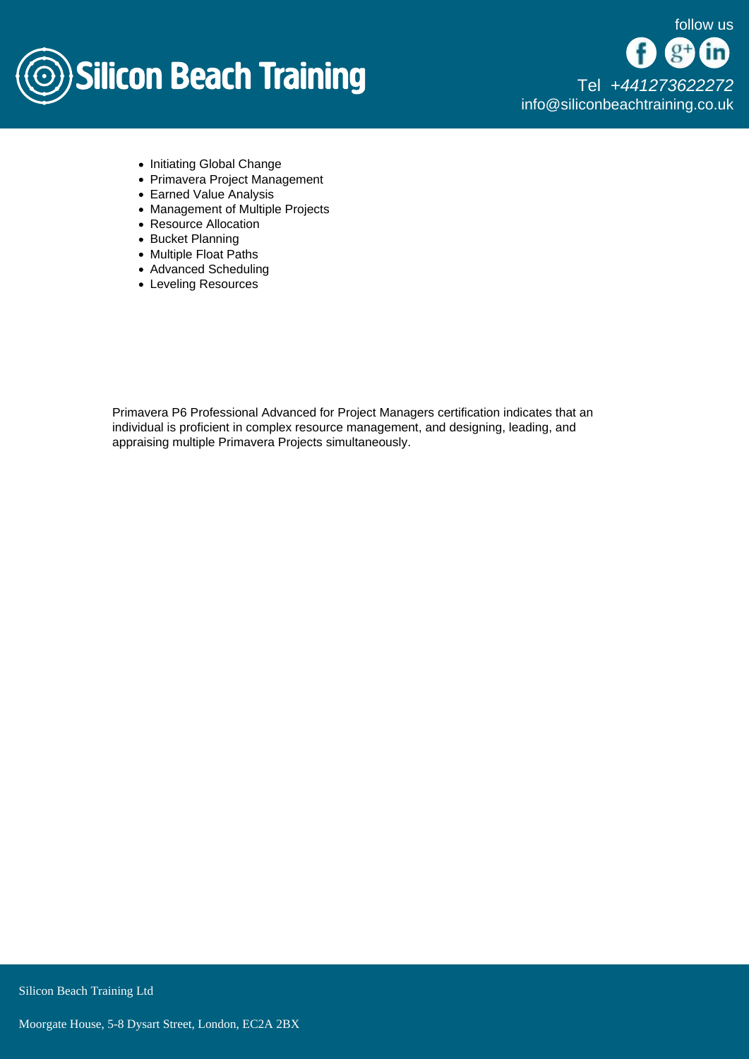- Initiating Global Change
- Primavera Project Management
- Earned Value Analysis
- Management of Multiple Projects
- Resource Allocation
- Bucket Planning
- Multiple Float Paths
- Advanced Scheduling
- Leveling Resources

Primavera P6 Professional Advanced for Project Managers certification indicates that an individual is proficient in complex resource management, and designing, leading, and appraising multiple Primavera Projects simultaneously.